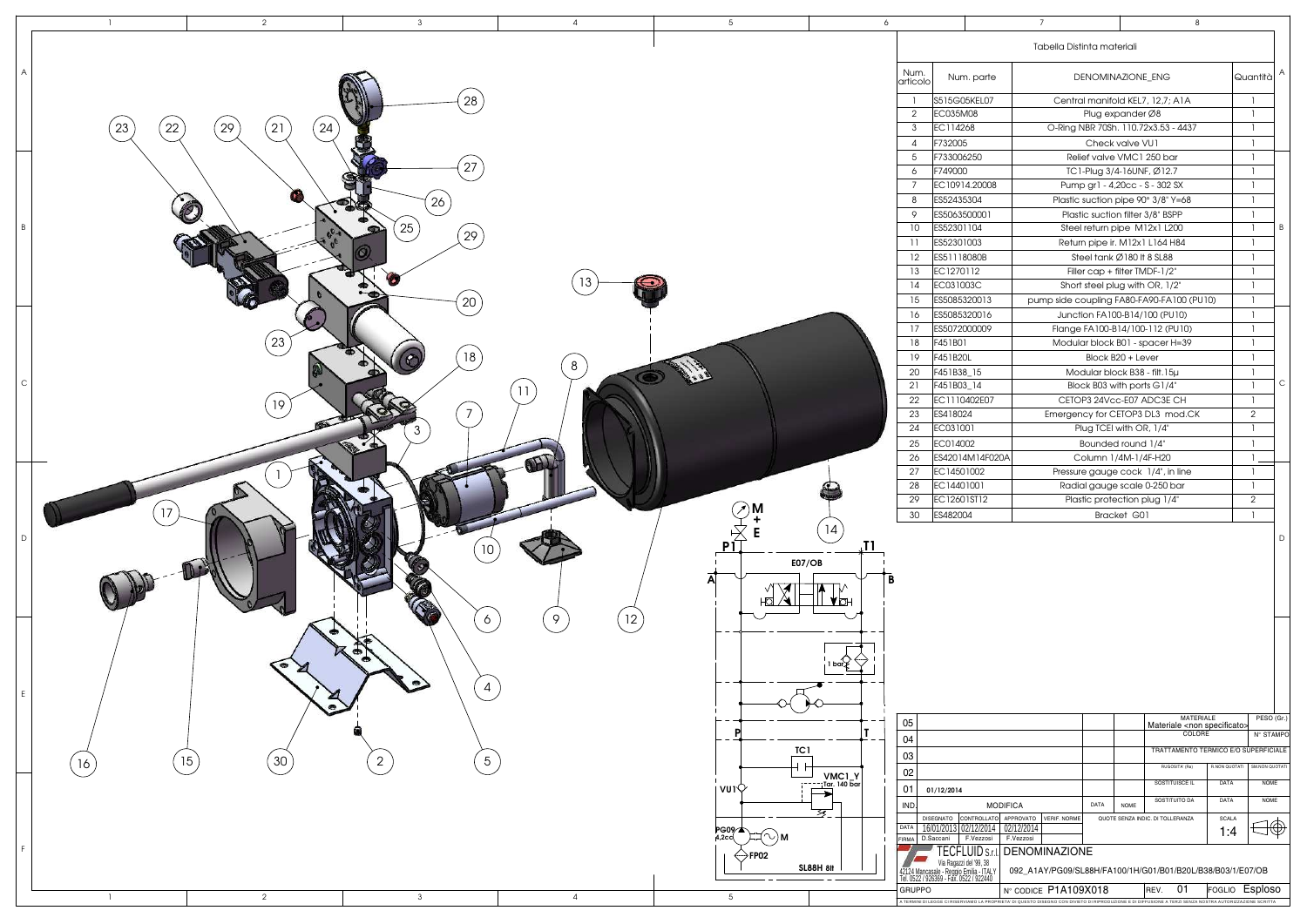## Tabella Distinta materiali

| Num. articolo | Num. parte | DENOMINAZIONE_ENG | Quantità |
|---|---|---|---|
| 1 | S515G05KEL07 | Central manifold KEL7, 12,7; A1A | 1 |
| 2 | EC035M08 | Plug expander Ø8 | 1 |
| 3 | EC114268 | O-Ring NBR 70Sh. 110.72x3.53 - 4437 | 1 |
| 4 | F732005 | Check valve VU1 | 1 |
| 5 | F733006250 | Relief valve VMC1 250 bar | 1 |
| 6 | F749000 | TC1-Plug 3/4-16UNF, Ø12.7 | 1 |
| 7 | EC10914.20008 | Pump gr1 - 4,20cc - S - 302 SX | 1 |
| 8 | ES52435304 | Plastic suction pipe 90° 3/8" Y=68 | 1 |
| 9 | ES5063500001 | Plastic suction filter 3/8" BSPP | 1 |
| 10 | ES52301104 | Steel return pipe M12x1 L200 | 1 |
| 11 | ES52301003 | Return pipe ir. M12x1 L164 H84 | 1 |
| 12 | ES51118080B | Steel tank Ø180 lt 8 SL88 | 1 |
| 13 | EC1270112 | Filler cap + filter TMDF-1/2" | 1 |
| 14 | EC031003C | Short steel plug with OR, 1/2" | 1 |
| 15 | ES5085320013 | pump side coupling FA80-FA90-FA100 (PU10) | 1 |
| 16 | ES5085320016 | Junction FA100-B14/100 (PU10) | 1 |
| 17 | ES5072000009 | Flange FA100-B14/100-112 (PU10) | 1 |
| 18 | F451B01 | Modular block B01 - spacer H=39 | 1 |
| 19 | F451B20L | Block B20 + Lever | 1 |
| 20 | F451B38_15 | Modular block B38 - filt.15µ | 1 |
| 21 | F451B03_14 | Block B03 with ports G1/4" | 1 |
| 22 | EC1110402E07 | CETOP3 24Vcc-E07 ADC3E CH | 1 |
| 23 | ES418024 | Emergency for CETOP3 DL3 mod.CK | 2 |
| 24 | EC031001 | Plug TCEI with OR, 1/4" | 1 |
| 25 | EC014002 | Bounded round 1/4" | 1 |
| 26 | ES42014M14F020A | Column 1/4M-1/4F-H20 | 1 |
| 27 | EC14501002 | Pressure gauge cock 1/4", in line | 1 |
| 28 | EC14401001 | Radial gauge scale 0-250 bar | 1 |
| 29 | EC12601ST12 | Plastic protection plug 1/4" | 2 |
| 30 | ES482004 | Bracket G01 | 1 |

Schema idraulico: M, E, P1, T1, A, B, E07/OB, 1 bar, P, T, TC1, VU1, VMC1_Y Tar. 140 bar, PG09 4,2cc, M, FP02, SL88H 8lt

| IND. | MODIFICA | DATA | NOME |
|---|---|---|---|
| 05 | | | |
| 04 | | | |
| 03 | | | |
| 02 | | | |
| 01 | 01/12/2014 | | |

MATERIALE: Materiale <non specificato> — PESO (Gr.) — COLORE — N° STAMPO

TRATTAMENTO TERMICO E/O SUPERFICIALE

RUGOSITA' (Ra) — R.NON QUOTATI — SMUSSI NON QUOTATI

SOSTITUISCE IL — DATA — NOME

SOSTITUITO DA — DATA — NOME

| | DISEGNATO | CONTROLLATO | APPROVATO | VERIF. NORME |
|---|---|---|---|---|
| DATA | 16/01/2013 | 02/12/2014 | 02/12/2014 | |
| FIRMA | D.Saccani | F.Vezzosi | F.Vezzosi | |

QUOTE SENZA INDIC. DI TOLLERANZA — SCALA 1:4

TECFLUID S.r.l. Via Ragazzi del '99, 38 42124 Mancasale - Reggio Emilia - ITALY Tel. 0522 / 926369 - Fax. 0522 / 922440

DENOMINAZIONE: 092_A1AY/PG09/SL88H/FA100/1H/G01/B01/B20L/B38/B03/1/E07/OB

GRUPPO — N° CODICE P1A109X018 — REV. 01 — FOGLIO Esploso

A TERMINI DI LEGGE CI RISERVIAMO LA PROPRIETA' DI QUESTO DISEGNO CON DIVIETO DI RIPRODUZIONE E DI DIFFUSIONE A TERZI SENZA NOSTRA AUTORIZZAZIONE SCRITTA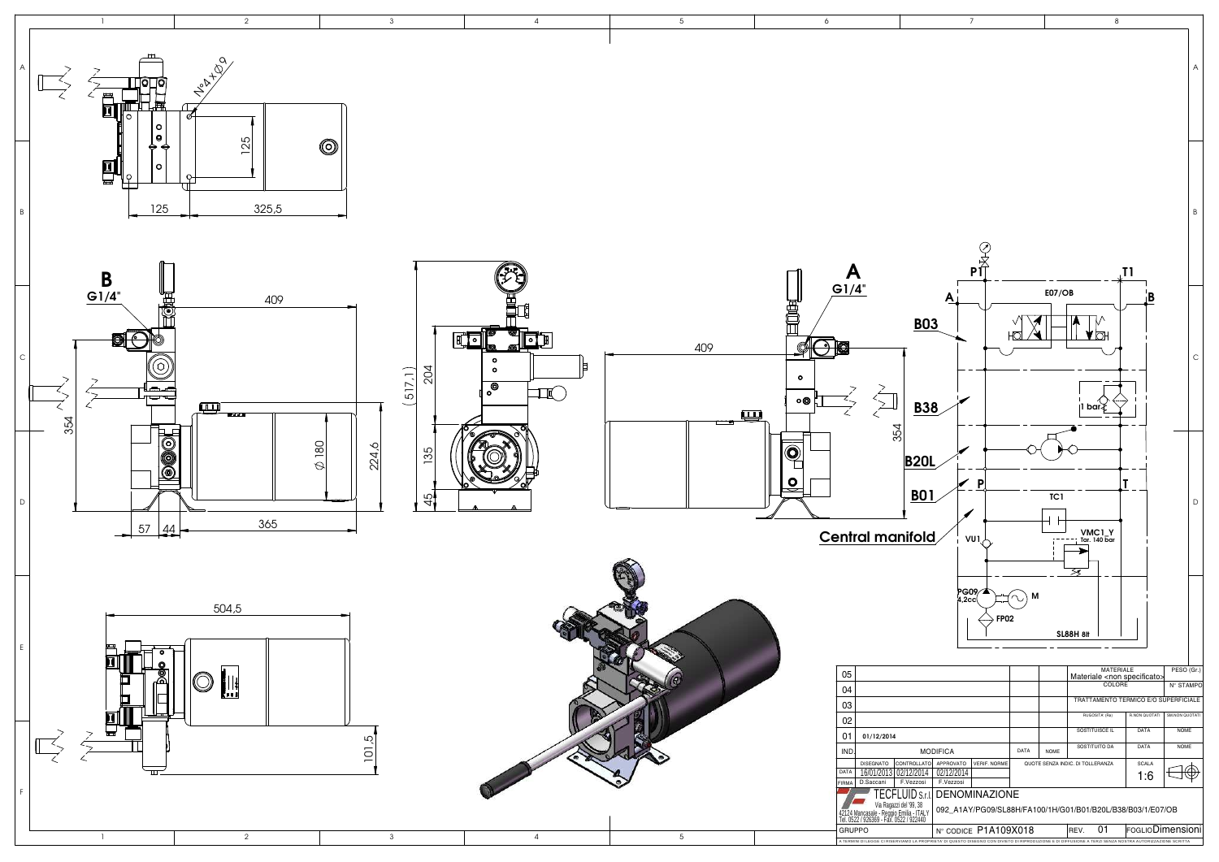B
G1/4"

409

354

57 44 365

Ø 180

224,6

N°4 x Ø9

125

125 325,5

(517,1)

204

135

45

A
G1/4"

409

354

504,5

101,5

B03

B38

B20L

B01

Central manifold

P1

T1

A

B

E07/OB

1 bar

P

T

TC1

VU1

VMC1_Y
Tar. 140 bar

PG09
4,2cc

M

FP02

SL88H 8lt

| | | | | | | |
|---|---|---|---|---|---|---|
| 05 | | | | | | |
| 04 | | | | | | |
| 03 | | | | | | |
| 02 | | | | | | |
| 01 | 01/12/2014 | | | | | |
| IND. | MODIFICA | | | | DATA | NOME |
| | DISEGNATO | CONTROLLATO | APPROVATO | VERIF. NORME | | |
| DATA | 16/01/2013 | 02/12/2014 | 02/12/2014 | | | |
| FIRMA | D.Saccani | F.Vezzosi | F.Vezzosi | | | |

| | | |
|---|---|---|
| MATERIALE<br>Materiale <non specificato> | | PESO (Gr.) |
| COLORE | | N° STAMPO |
| TRATTAMENTO TERMICO E/O SUPERFICIALE | | |
| RUGOSITA' (Ra) | R.NON QUOTATI | SM.NON QUOTATI |
| SOSTITUISCE IL | DATA | NOME |
| SOSTITUITO DA | DATA | NOME |
| QUOTE SENZA INDIC. DI TOLLERANZA | SCALA<br>1:6 | |

TECFLUID S.r.l.
Via Ragazzi del '99, 38
42124 Mancasale - Reggio Emilia - ITALY
Tel. 0522 / 926369 - Fax. 0522 / 922440

DENOMINAZIONE

092_A1AY/PG09/SL88H/FA100/1H/G01/B01/B20L/B38/B03/1/E07/OB

GRUPPO

N° CODICE P1A109X018

REV. 01

FOGLIO Dimensioni

A TERMINI DI LEGGE CI RISERVIAMO LA PROPRIETA' DI QUESTO DISEGNO CON DIVIETO DI RIPRODUZIONE O DI DIFFUSIONE A TERZI SENZA NOSTRA AUTORIZZAZIONE SCRITTA